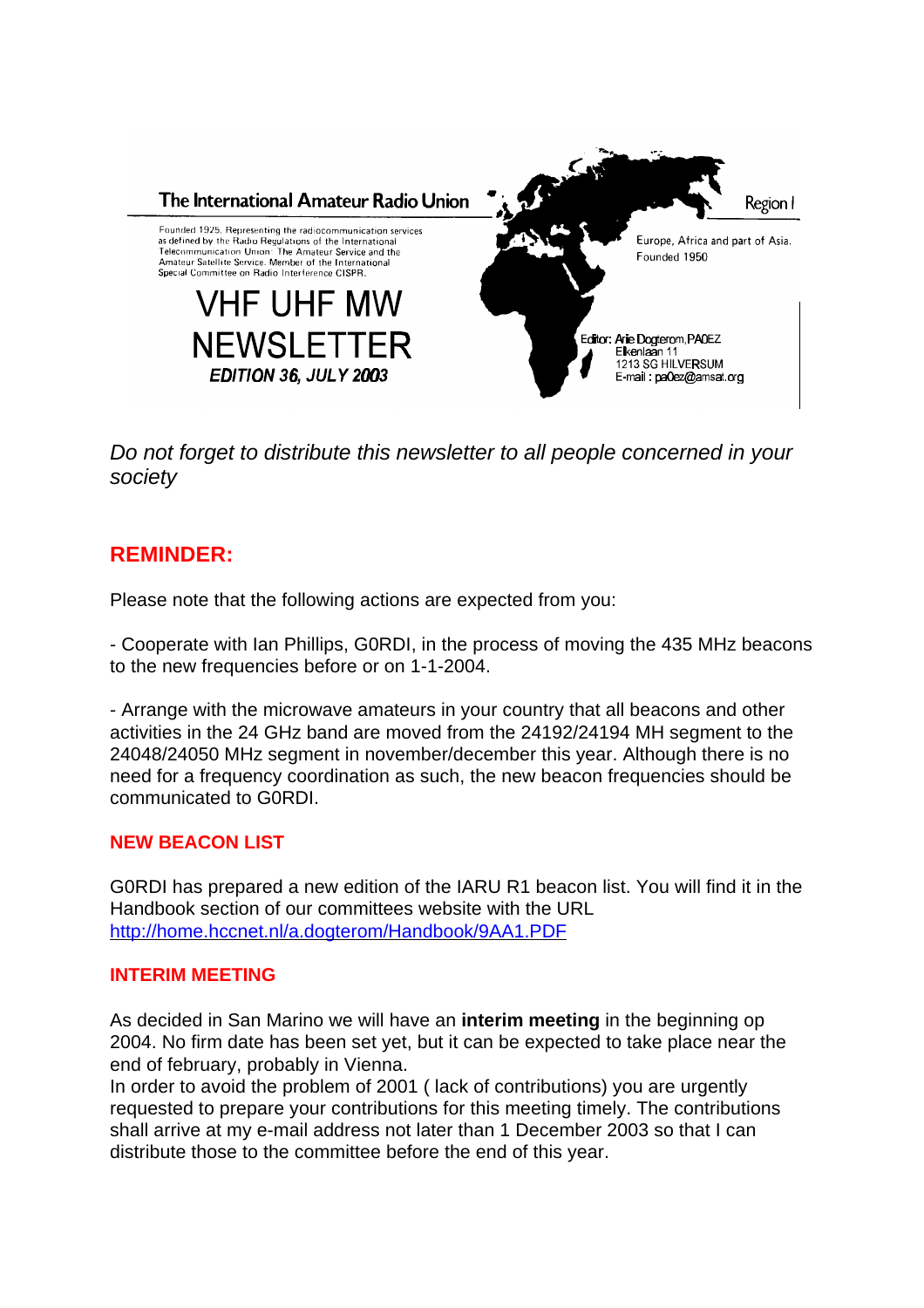The International Amateur Radio Union

Region I

Founded 1925. Representing the radiocommunication services as defined by the Radio Regulations of the International Telecommunication Union: The Amateur Service and the Amateur Satellite Service. Member of the International Special Committee on Radio Interference CISPR.

Europe, Africa and part of Asia.
Founded 1950

# VHF UHF MW NEWSLETTER

***EDITION 36, JULY 2003***

Editor: Arie Dogterom, PA0EZ
Elkenlaan 11
1213 SG HILVERSUM
E-mail : pa0ez@amsat.org

*Do not forget to distribute this newsletter to all people concerned in your society*

## REMINDER:

Please note that the following actions are expected from you:

- Cooperate with Ian Phillips, G0RDI, in the process of moving the 435 MHz beacons to the new frequencies before or on 1-1-2004.

- Arrange with the microwave amateurs in your country that all beacons and other activities in the 24 GHz band are moved from the 24192/24194 MH segment to the 24048/24050 MHz segment in november/december this year. Although there is no need for a frequency coordination as such, the new beacon frequencies should be communicated to G0RDI.

### NEW BEACON LIST

G0RDI has prepared a new edition of the IARU R1 beacon list. You will find it in the Handbook section of our committees website with the URL http://home.hccnet.nl/a.dogterom/Handbook/9AA1.PDF

### INTERIM MEETING

As decided in San Marino we will have an **interim meeting** in the beginning op 2004. No firm date has been set yet, but it can be expected to take place near the end of february, probably in Vienna.
In order to avoid the problem of 2001 ( lack of contributions) you are urgently requested to prepare your contributions for this meeting timely. The contributions shall arrive at my e-mail address not later than 1 December 2003 so that I can distribute those to the committee before the end of this year.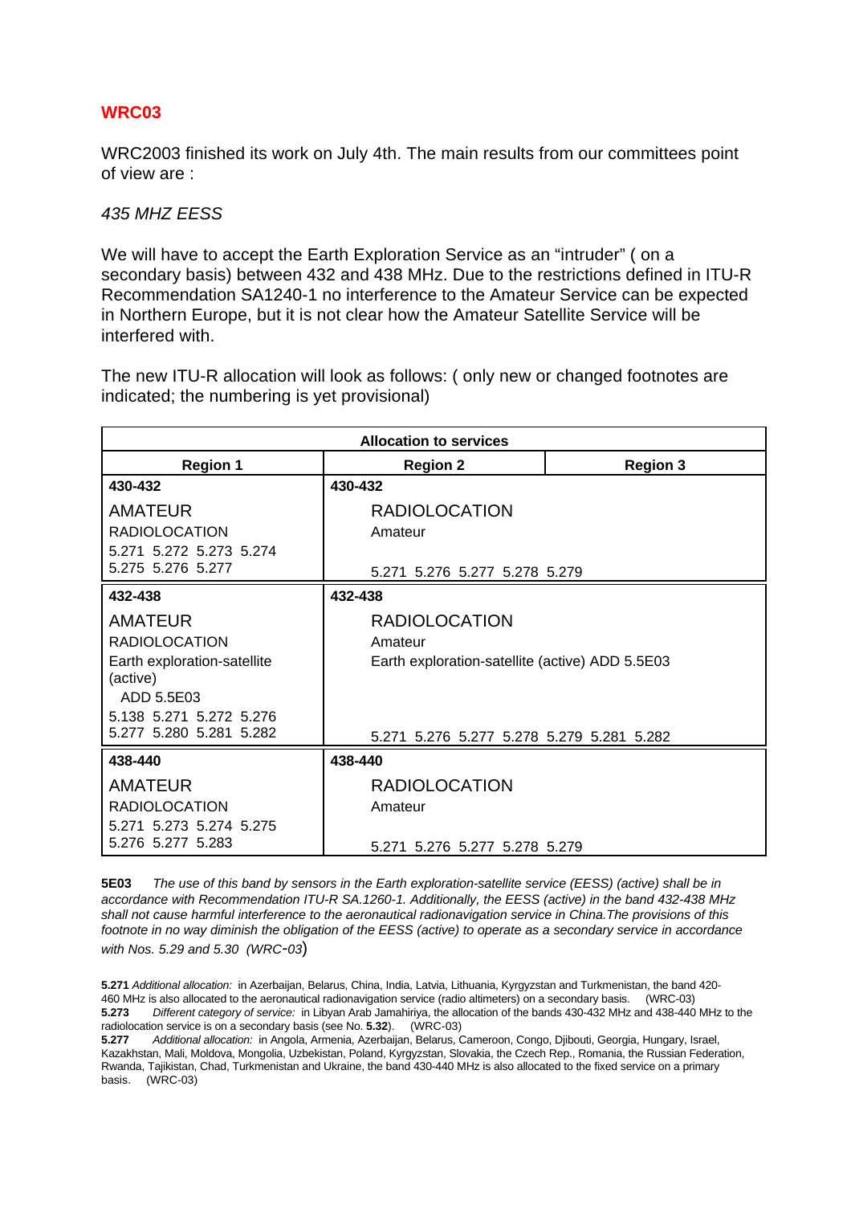## WRC03

WRC2003 finished its work on July 4th. The main results from our committees point of view are :

*435 MHZ EESS*

We will have to accept the Earth Exploration Service as an "intruder" ( on a secondary basis) between 432 and 438 MHz. Due to the restrictions defined in ITU-R Recommendation SA1240-1 no interference to the Amateur Service can be expected in Northern Europe, but it is not clear how the Amateur Satellite Service will be interfered with.

The new ITU-R allocation will look as follows: ( only new or changed footnotes are indicated; the numbering is yet provisional)

| Allocation to services | | |
|---|---|---|
| **Region 1** | **Region 2** | **Region 3** |
| **430-432**<br>AMATEUR<br>RADIOLOCATION<br>5.271 5.272 5.273 5.274 5.275 5.276 5.277 | **430-432**<br>RADIOLOCATION<br>Amateur<br>5.271 5.276 5.277 5.278 5.279 | |
| **432-438**<br>AMATEUR<br>RADIOLOCATION<br>Earth exploration-satellite (active)<br>ADD 5.5E03<br>5.138 5.271 5.272 5.276 5.277 5.280 5.281 5.282 | **432-438**<br>RADIOLOCATION<br>Amateur<br>Earth exploration-satellite (active) ADD 5.5E03<br>5.271 5.276 5.277 5.278 5.279 5.281 5.282 | |
| **438-440**<br>AMATEUR<br>RADIOLOCATION<br>5.271 5.273 5.274 5.275 5.276 5.277 5.283 | **438-440**<br>RADIOLOCATION<br>Amateur<br>5.271 5.276 5.277 5.278 5.279 | |

**5E03** *The use of this band by sensors in the Earth exploration-satellite service (EESS) (active) shall be in accordance with Recommendation ITU-R SA.1260-1. Additionally, the EESS (active) in the band 432-438 MHz shall not cause harmful interference to the aeronautical radionavigation service in China.The provisions of this footnote in no way diminish the obligation of the EESS (active) to operate as a secondary service in accordance with Nos. 5.29 and 5.30 (WRC-03)*

**5.271** *Additional allocation:* in Azerbaijan, Belarus, China, India, Latvia, Lithuania, Kyrgyzstan and Turkmenistan, the band 420-460 MHz is also allocated to the aeronautical radionavigation service (radio altimeters) on a secondary basis. (WRC-03)

**5.273** *Different category of service:* in Libyan Arab Jamahiriya, the allocation of the bands 430-432 MHz and 438-440 MHz to the radiolocation service is on a secondary basis (see No. **5.32**). (WRC-03)

**5.277** *Additional allocation:* in Angola, Armenia, Azerbaijan, Belarus, Cameroon, Congo, Djibouti, Georgia, Hungary, Israel, Kazakhstan, Mali, Moldova, Mongolia, Uzbekistan, Poland, Kyrgyzstan, Slovakia, the Czech Rep., Romania, the Russian Federation, Rwanda, Tajikistan, Chad, Turkmenistan and Ukraine, the band 430-440 MHz is also allocated to the fixed service on a primary basis. (WRC-03)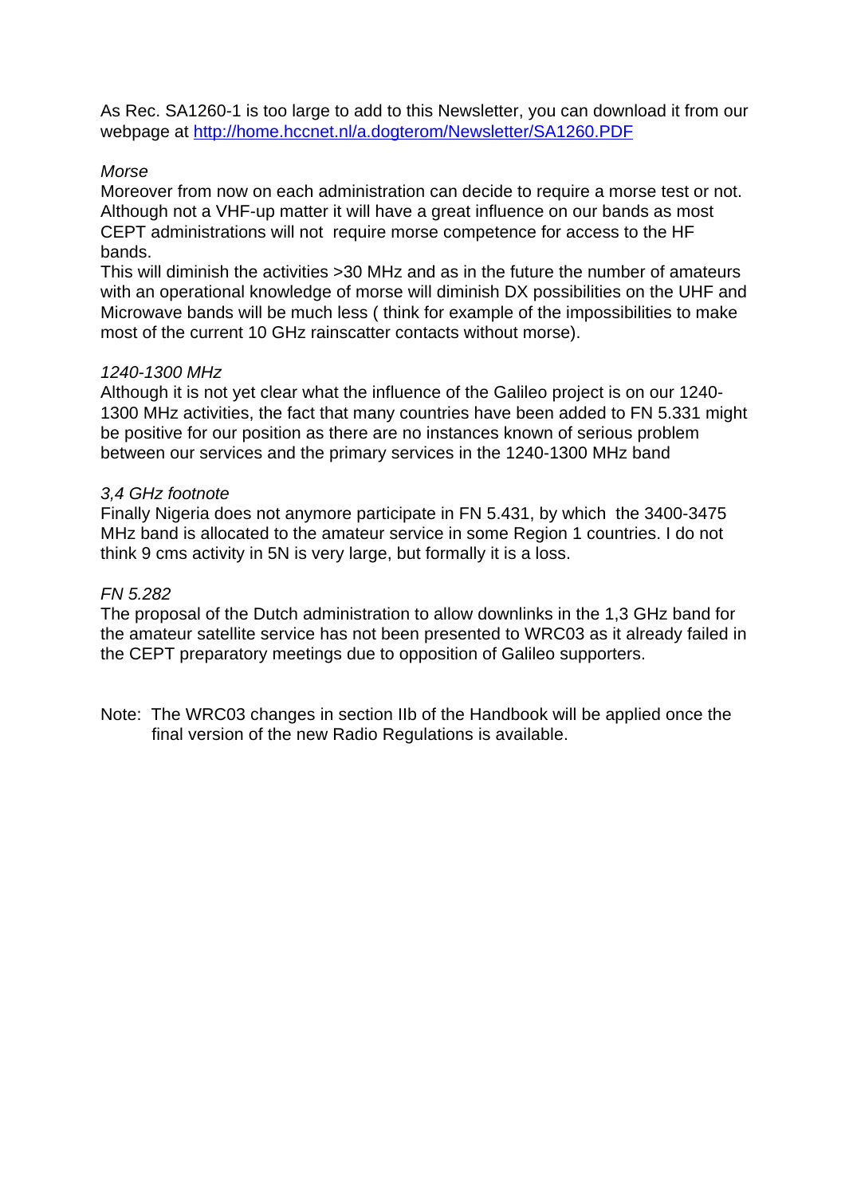As Rec. SA1260-1 is too large to add to this Newsletter, you can download it from our webpage at [http://home.hccnet.nl/a.dogterom/Newsletter/SA1260.PDF](http://home.hccnet.nl/a.dogterom/Newsletter/SA1260.PDF)

*Morse*

Moreover from now on each administration can decide to require a morse test or not. Although not a VHF-up matter it will have a great influence on our bands as most CEPT administrations will not require morse competence for access to the HF bands.

This will diminish the activities >30 MHz and as in the future the number of amateurs with an operational knowledge of morse will diminish DX possibilities on the UHF and Microwave bands will be much less ( think for example of the impossibilities to make most of the current 10 GHz rainscatter contacts without morse).

*1240-1300 MHz*

Although it is not yet clear what the influence of the Galileo project is on our 1240-1300 MHz activities, the fact that many countries have been added to FN 5.331 might be positive for our position as there are no instances known of serious problem between our services and the primary services in the 1240-1300 MHz band

*3,4 GHz footnote*

Finally Nigeria does not anymore participate in FN 5.431, by which the 3400-3475 MHz band is allocated to the amateur service in some Region 1 countries. I do not think 9 cms activity in 5N is very large, but formally it is a loss.

*FN 5.282*

The proposal of the Dutch administration to allow downlinks in the 1,3 GHz band for the amateur satellite service has not been presented to WRC03 as it already failed in the CEPT preparatory meetings due to opposition of Galileo supporters.

Note: The WRC03 changes in section IIb of the Handbook will be applied once the final version of the new Radio Regulations is available.